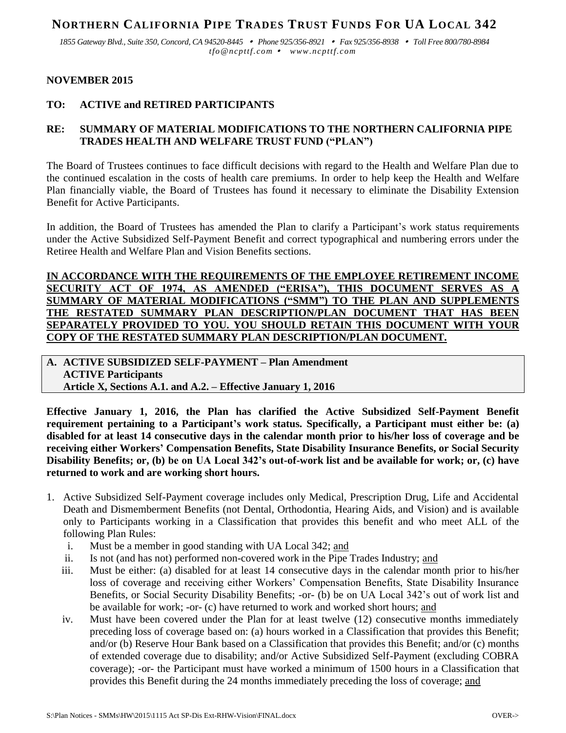# NORTHERN CALIFORNIA PIPE TRADES TRUST FUNDS FOR UA LOCAL 342

*1855 Gateway Blvd., Suite 350, Concord, CA 94520-8445 • Phone 925/356-8921 • Fax 925/356-8938 • Toll Free 800/780-8984*
*tfo@ncpttf.com • www.ncpttf.com*

**NOVEMBER 2015**

**TO: ACTIVE and RETIRED PARTICIPANTS**

**RE: SUMMARY OF MATERIAL MODIFICATIONS TO THE NORTHERN CALIFORNIA PIPE TRADES HEALTH AND WELFARE TRUST FUND ("PLAN")**

The Board of Trustees continues to face difficult decisions with regard to the Health and Welfare Plan due to the continued escalation in the costs of health care premiums. In order to help keep the Health and Welfare Plan financially viable, the Board of Trustees has found it necessary to eliminate the Disability Extension Benefit for Active Participants.

In addition, the Board of Trustees has amended the Plan to clarify a Participant's work status requirements under the Active Subsidized Self-Payment Benefit and correct typographical and numbering errors under the Retiree Health and Welfare Plan and Vision Benefits sections.

**<u>IN ACCORDANCE WITH THE REQUIREMENTS OF THE EMPLOYEE RETIREMENT INCOME SECURITY ACT OF 1974, AS AMENDED ("ERISA"), THIS DOCUMENT SERVES AS A SUMMARY OF MATERIAL MODIFICATIONS ("SMM") TO THE PLAN AND SUPPLEMENTS THE RESTATED SUMMARY PLAN DESCRIPTION/PLAN DOCUMENT THAT HAS BEEN SEPARATELY PROVIDED TO YOU. YOU SHOULD RETAIN THIS DOCUMENT WITH YOUR COPY OF THE RESTATED SUMMARY PLAN DESCRIPTION/PLAN DOCUMENT.</u>**

## A. ACTIVE SUBSIDIZED SELF-PAYMENT – Plan Amendment
**ACTIVE Participants**
**Article X, Sections A.1. and A.2. – Effective January 1, 2016**

**Effective January 1, 2016, the Plan has clarified the Active Subsidized Self-Payment Benefit requirement pertaining to a Participant's work status. Specifically, a Participant must either be: (a) disabled for at least 14 consecutive days in the calendar month prior to his/her loss of coverage and be receiving either Workers' Compensation Benefits, State Disability Insurance Benefits, or Social Security Disability Benefits; or, (b) be on UA Local 342's out-of-work list and be available for work; or, (c) have returned to work and are working short hours.**

1. Active Subsidized Self-Payment coverage includes only Medical, Prescription Drug, Life and Accidental Death and Dismemberment Benefits (not Dental, Orthodontia, Hearing Aids, and Vision) and is available only to Participants working in a Classification that provides this benefit and who meet ALL of the following Plan Rules:
   - i. Must be a member in good standing with UA Local 342; <u>and</u>
   - ii. Is not (and has not) performed non-covered work in the Pipe Trades Industry; <u>and</u>
   - iii. Must be either: (a) disabled for at least 14 consecutive days in the calendar month prior to his/her loss of coverage and receiving either Workers' Compensation Benefits, State Disability Insurance Benefits, or Social Security Disability Benefits; -or- (b) be on UA Local 342's out of work list and be available for work; -or- (c) have returned to work and worked short hours; <u>and</u>
   - iv. Must have been covered under the Plan for at least twelve (12) consecutive months immediately preceding loss of coverage based on: (a) hours worked in a Classification that provides this Benefit; and/or (b) Reserve Hour Bank based on a Classification that provides this Benefit; and/or (c) months of extended coverage due to disability; and/or Active Subsidized Self-Payment (excluding COBRA coverage); -or- the Participant must have worked a minimum of 1500 hours in a Classification that provides this Benefit during the 24 months immediately preceding the loss of coverage; <u>and</u>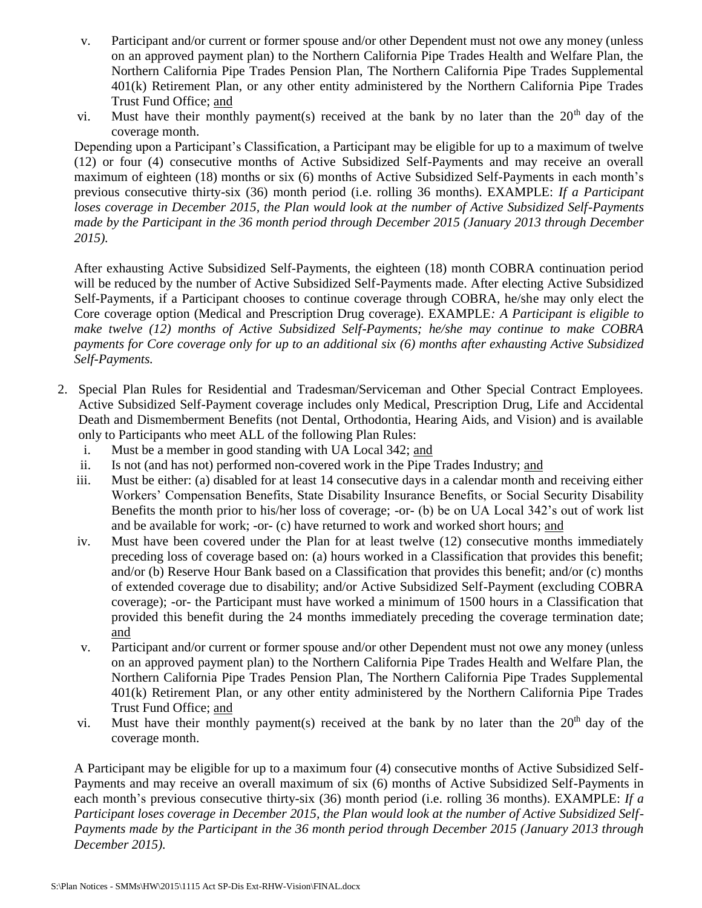v. Participant and/or current or former spouse and/or other Dependent must not owe any money (unless on an approved payment plan) to the Northern California Pipe Trades Health and Welfare Plan, the Northern California Pipe Trades Pension Plan, The Northern California Pipe Trades Supplemental 401(k) Retirement Plan, or any other entity administered by the Northern California Pipe Trades Trust Fund Office; <u>and</u>

vi. Must have their monthly payment(s) received at the bank by no later than the 20th day of the coverage month.

Depending upon a Participant's Classification, a Participant may be eligible for up to a maximum of twelve (12) or four (4) consecutive months of Active Subsidized Self-Payments and may receive an overall maximum of eighteen (18) months or six (6) months of Active Subsidized Self-Payments in each month's previous consecutive thirty-six (36) month period (i.e. rolling 36 months). EXAMPLE: *If a Participant loses coverage in December 2015, the Plan would look at the number of Active Subsidized Self-Payments made by the Participant in the 36 month period through December 2015 (January 2013 through December 2015).*

After exhausting Active Subsidized Self-Payments, the eighteen (18) month COBRA continuation period will be reduced by the number of Active Subsidized Self-Payments made. After electing Active Subsidized Self-Payments, if a Participant chooses to continue coverage through COBRA, he/she may only elect the Core coverage option (Medical and Prescription Drug coverage). EXAMPLE*: A Participant is eligible to make twelve (12) months of Active Subsidized Self-Payments; he/she may continue to make COBRA payments for Core coverage only for up to an additional six (6) months after exhausting Active Subsidized Self-Payments.*

2. Special Plan Rules for Residential and Tradesman/Serviceman and Other Special Contract Employees. Active Subsidized Self-Payment coverage includes only Medical, Prescription Drug, Life and Accidental Death and Dismemberment Benefits (not Dental, Orthodontia, Hearing Aids, and Vision) and is available only to Participants who meet ALL of the following Plan Rules:
   i. Must be a member in good standing with UA Local 342; <u>and</u>
   ii. Is not (and has not) performed non-covered work in the Pipe Trades Industry; <u>and</u>
   iii. Must be either: (a) disabled for at least 14 consecutive days in a calendar month and receiving either Workers' Compensation Benefits, State Disability Insurance Benefits, or Social Security Disability Benefits the month prior to his/her loss of coverage; -or- (b) be on UA Local 342's out of work list and be available for work; -or- (c) have returned to work and worked short hours; <u>and</u>
   iv. Must have been covered under the Plan for at least twelve (12) consecutive months immediately preceding loss of coverage based on: (a) hours worked in a Classification that provides this benefit; and/or (b) Reserve Hour Bank based on a Classification that provides this benefit; and/or (c) months of extended coverage due to disability; and/or Active Subsidized Self-Payment (excluding COBRA coverage); -or- the Participant must have worked a minimum of 1500 hours in a Classification that provided this benefit during the 24 months immediately preceding the coverage termination date; <u>and</u>
   v. Participant and/or current or former spouse and/or other Dependent must not owe any money (unless on an approved payment plan) to the Northern California Pipe Trades Health and Welfare Plan, the Northern California Pipe Trades Pension Plan, The Northern California Pipe Trades Supplemental 401(k) Retirement Plan, or any other entity administered by the Northern California Pipe Trades Trust Fund Office; <u>and</u>
   vi. Must have their monthly payment(s) received at the bank by no later than the 20th day of the coverage month.

A Participant may be eligible for up to a maximum four (4) consecutive months of Active Subsidized Self-Payments and may receive an overall maximum of six (6) months of Active Subsidized Self-Payments in each month's previous consecutive thirty-six (36) month period (i.e. rolling 36 months). EXAMPLE: *If a Participant loses coverage in December 2015, the Plan would look at the number of Active Subsidized Self-Payments made by the Participant in the 36 month period through December 2015 (January 2013 through December 2015).*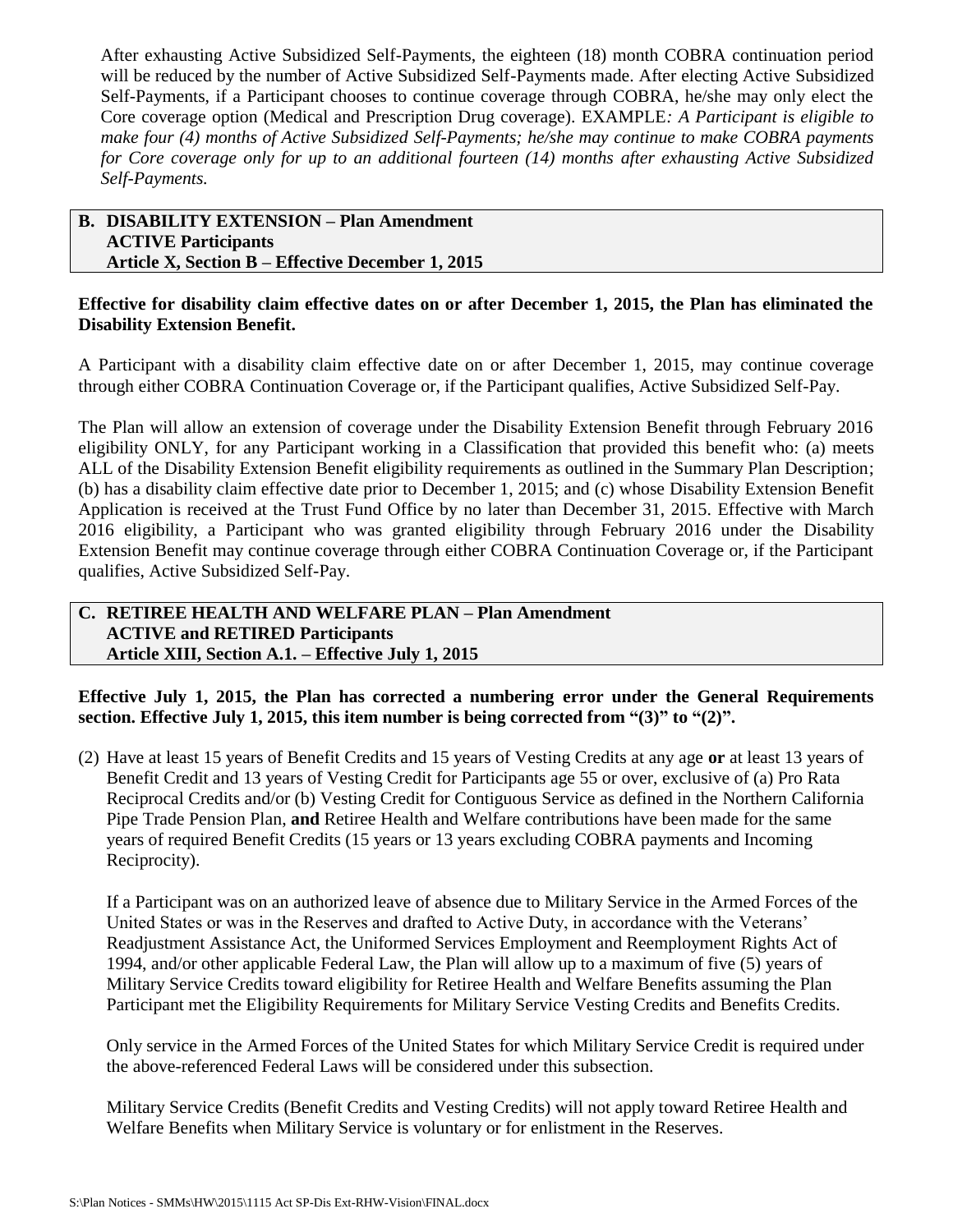After exhausting Active Subsidized Self-Payments, the eighteen (18) month COBRA continuation period will be reduced by the number of Active Subsidized Self-Payments made. After electing Active Subsidized Self-Payments, if a Participant chooses to continue coverage through COBRA, he/she may only elect the Core coverage option (Medical and Prescription Drug coverage). EXAMPLE*: A Participant is eligible to make four (4) months of Active Subsidized Self-Payments; he/she may continue to make COBRA payments for Core coverage only for up to an additional fourteen (14) months after exhausting Active Subsidized Self-Payments.*

**B. DISABILITY EXTENSION – Plan Amendment**
**ACTIVE Participants**
**Article X, Section B – Effective December 1, 2015**

**Effective for disability claim effective dates on or after December 1, 2015, the Plan has eliminated the Disability Extension Benefit.**

A Participant with a disability claim effective date on or after December 1, 2015, may continue coverage through either COBRA Continuation Coverage or, if the Participant qualifies, Active Subsidized Self-Pay.

The Plan will allow an extension of coverage under the Disability Extension Benefit through February 2016 eligibility ONLY, for any Participant working in a Classification that provided this benefit who: (a) meets ALL of the Disability Extension Benefit eligibility requirements as outlined in the Summary Plan Description; (b) has a disability claim effective date prior to December 1, 2015; and (c) whose Disability Extension Benefit Application is received at the Trust Fund Office by no later than December 31, 2015. Effective with March 2016 eligibility, a Participant who was granted eligibility through February 2016 under the Disability Extension Benefit may continue coverage through either COBRA Continuation Coverage or, if the Participant qualifies, Active Subsidized Self-Pay.

**C. RETIREE HEALTH AND WELFARE PLAN – Plan Amendment**
**ACTIVE and RETIRED Participants**
**Article XIII, Section A.1. – Effective July 1, 2015**

**Effective July 1, 2015, the Plan has corrected a numbering error under the General Requirements section. Effective July 1, 2015, this item number is being corrected from "(3)" to "(2)".**

(2) Have at least 15 years of Benefit Credits and 15 years of Vesting Credits at any age **or** at least 13 years of Benefit Credit and 13 years of Vesting Credit for Participants age 55 or over, exclusive of (a) Pro Rata Reciprocal Credits and/or (b) Vesting Credit for Contiguous Service as defined in the Northern California Pipe Trade Pension Plan, **and** Retiree Health and Welfare contributions have been made for the same years of required Benefit Credits (15 years or 13 years excluding COBRA payments and Incoming Reciprocity).

If a Participant was on an authorized leave of absence due to Military Service in the Armed Forces of the United States or was in the Reserves and drafted to Active Duty, in accordance with the Veterans' Readjustment Assistance Act, the Uniformed Services Employment and Reemployment Rights Act of 1994, and/or other applicable Federal Law, the Plan will allow up to a maximum of five (5) years of Military Service Credits toward eligibility for Retiree Health and Welfare Benefits assuming the Plan Participant met the Eligibility Requirements for Military Service Vesting Credits and Benefits Credits.

Only service in the Armed Forces of the United States for which Military Service Credit is required under the above-referenced Federal Laws will be considered under this subsection.

Military Service Credits (Benefit Credits and Vesting Credits) will not apply toward Retiree Health and Welfare Benefits when Military Service is voluntary or for enlistment in the Reserves.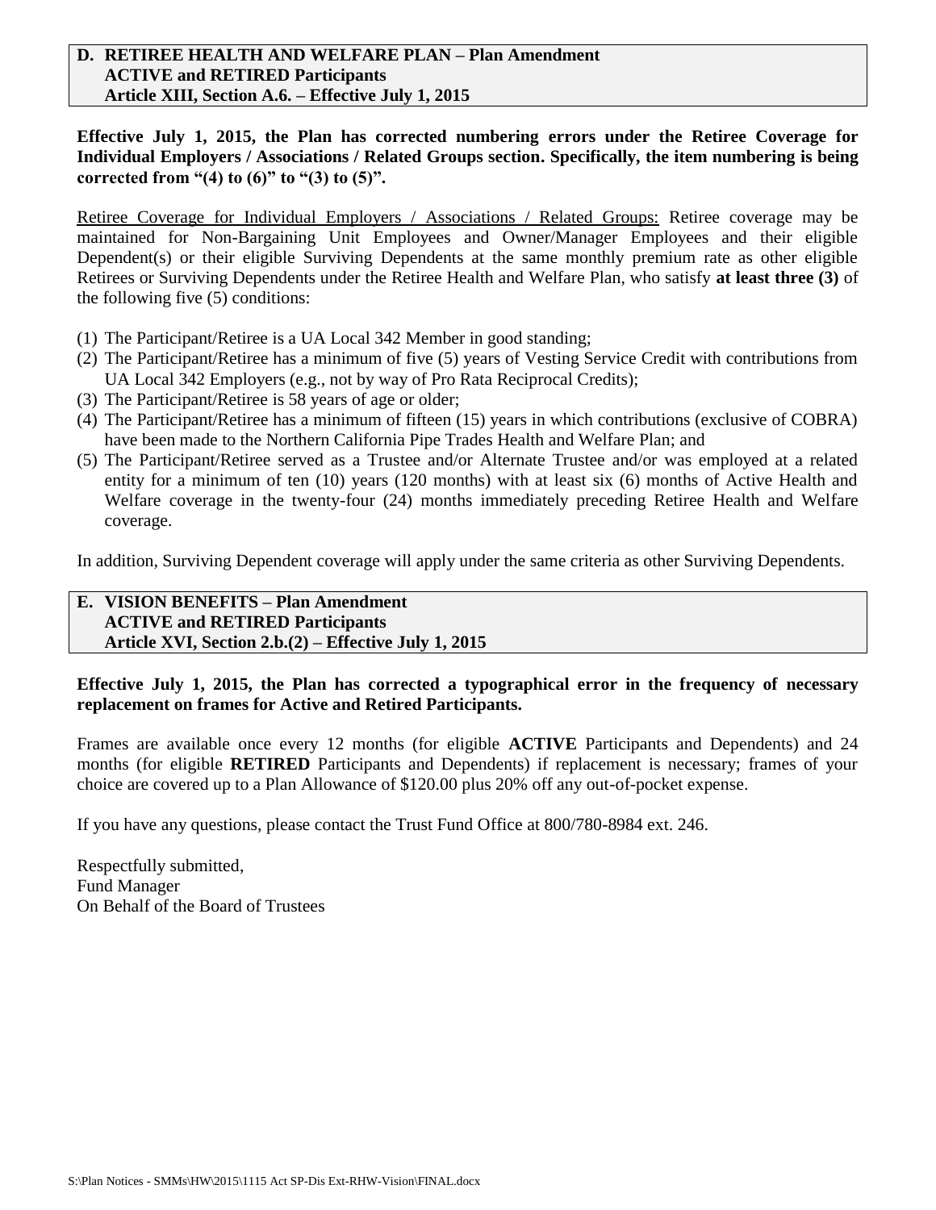**D. RETIREE HEALTH AND WELFARE PLAN – Plan Amendment**
**ACTIVE and RETIRED Participants**
**Article XIII, Section A.6. – Effective July 1, 2015**

**Effective July 1, 2015, the Plan has corrected numbering errors under the Retiree Coverage for Individual Employers / Associations / Related Groups section. Specifically, the item numbering is being corrected from "(4) to (6)" to "(3) to (5)".**

Retiree Coverage for Individual Employers / Associations / Related Groups: Retiree coverage may be maintained for Non-Bargaining Unit Employees and Owner/Manager Employees and their eligible Dependent(s) or their eligible Surviving Dependents at the same monthly premium rate as other eligible Retirees or Surviving Dependents under the Retiree Health and Welfare Plan, who satisfy **at least three (3)** of the following five (5) conditions:

(1) The Participant/Retiree is a UA Local 342 Member in good standing;
(2) The Participant/Retiree has a minimum of five (5) years of Vesting Service Credit with contributions from UA Local 342 Employers (e.g., not by way of Pro Rata Reciprocal Credits);
(3) The Participant/Retiree is 58 years of age or older;
(4) The Participant/Retiree has a minimum of fifteen (15) years in which contributions (exclusive of COBRA) have been made to the Northern California Pipe Trades Health and Welfare Plan; and
(5) The Participant/Retiree served as a Trustee and/or Alternate Trustee and/or was employed at a related entity for a minimum of ten (10) years (120 months) with at least six (6) months of Active Health and Welfare coverage in the twenty-four (24) months immediately preceding Retiree Health and Welfare coverage.

In addition, Surviving Dependent coverage will apply under the same criteria as other Surviving Dependents.

**E. VISION BENEFITS – Plan Amendment**
**ACTIVE and RETIRED Participants**
**Article XVI, Section 2.b.(2) – Effective July 1, 2015**

**Effective July 1, 2015, the Plan has corrected a typographical error in the frequency of necessary replacement on frames for Active and Retired Participants.**

Frames are available once every 12 months (for eligible **ACTIVE** Participants and Dependents) and 24 months (for eligible **RETIRED** Participants and Dependents) if replacement is necessary; frames of your choice are covered up to a Plan Allowance of $120.00 plus 20% off any out-of-pocket expense.

If you have any questions, please contact the Trust Fund Office at 800/780-8984 ext. 246.

Respectfully submitted,
Fund Manager
On Behalf of the Board of Trustees

S:\Plan Notices - SMMs\HW\2015\1115 Act SP-Dis Ext-RHW-Vision\FINAL.docx